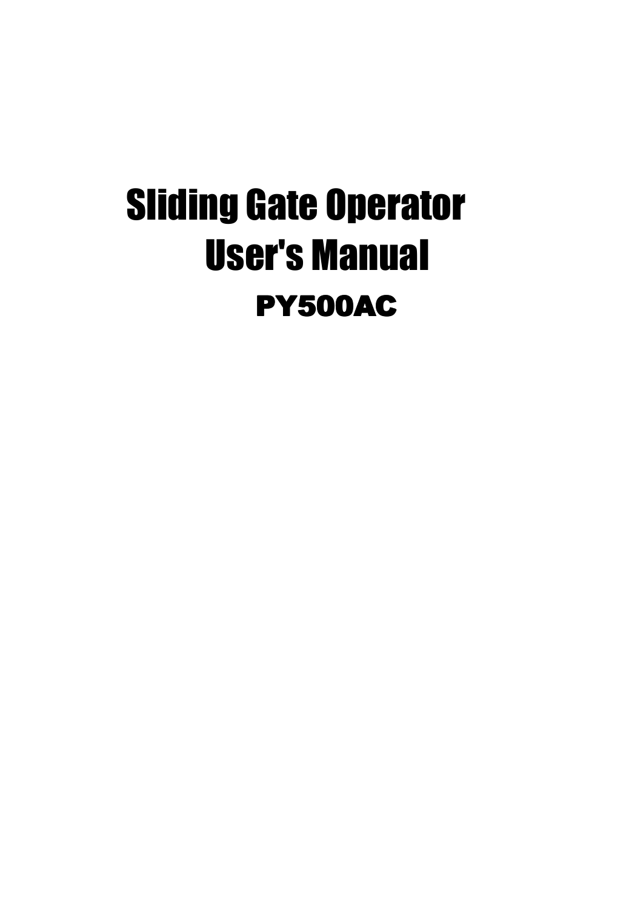# Sliding Gate Operator

# User's Manual

## PY500AC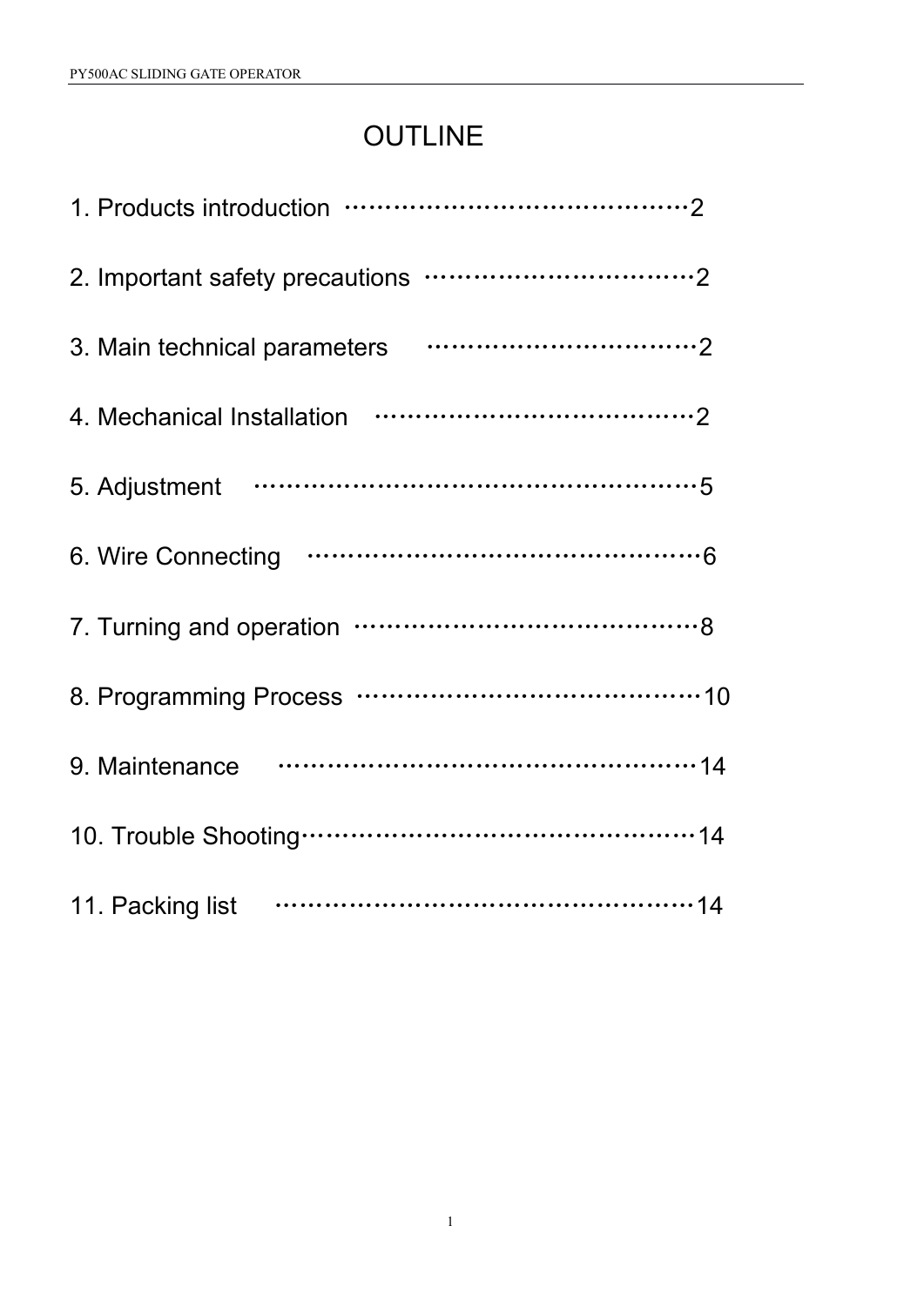# OUTLINE

1. Products introduction ……………………………………2
2. Important safety precautions ……………………………2
3. Main technical parameters ………………………………2
4. Mechanical Installation …………………………………2
5. Adjustment ………………………………………………5
6. Wire Connecting …………………………………………6
7. Turning and operation ……………………………………8
8. Programming Process ……………………………………10
9. Maintenance ………………………………………………14
10. Trouble Shooting…………………………………………14
11. Packing list ………………………………………………14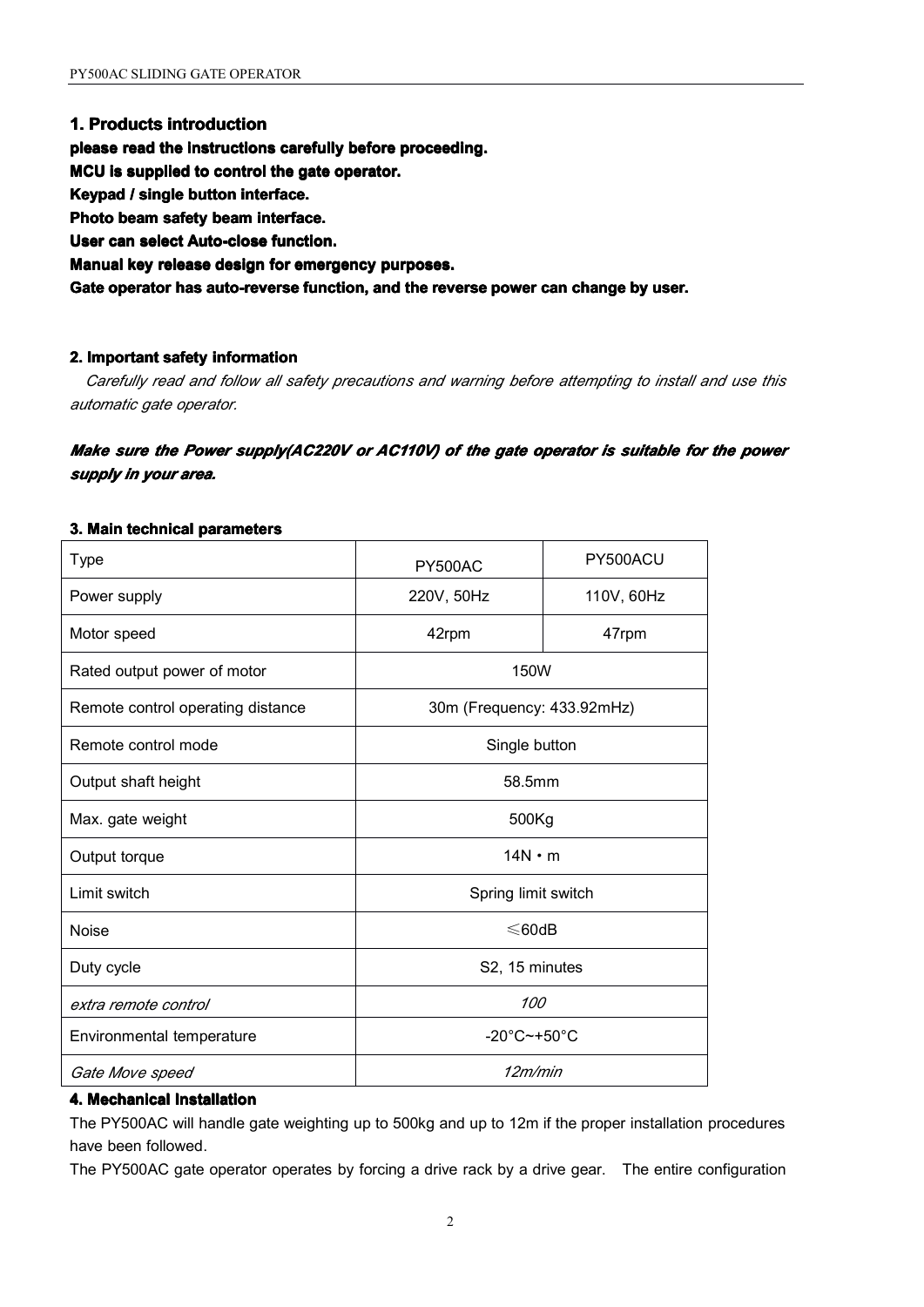## 1. Products introduction

**please read the instructions carefully before proceeding.**
**MCU is supplied to control the gate operator.**
**Keypad / single button interface.**
**Photo beam safety beam interface.**
**User can select Auto-close function.**
**Manual key release design for emergency purposes.**
**Gate operator has auto-reverse function, and the reverse power can change by user.**

### 2. Important safety information

*Carefully read and follow all safety precautions and warning before attempting to install and use this automatic gate operator.*

***Make sure the Power supply(AC220V or AC110V) of the gate operator is suitable for the power supply in your area.***

### 3. Main technical parameters

| Type | PY500AC | PY500ACU |
|---|---|---|
| Power supply | 220V, 50Hz | 110V, 60Hz |
| Motor speed | 42rpm | 47rpm |
| Rated output power of motor | 150W | |
| Remote control operating distance | 30m (Frequency: 433.92mHz) | |
| Remote control mode | Single button | |
| Output shaft height | 58.5mm | |
| Max. gate weight | 500Kg | |
| Output torque | 14N • m | |
| Limit switch | Spring limit switch | |
| Noise | ≤60dB | |
| Duty cycle | S2, 15 minutes | |
| *extra remote control* | *100* | |
| Environmental temperature | -20°C~+50°C | |
| *Gate Move speed* | *12m/min* | |

### 4. Mechanical Installation

The PY500AC will handle gate weighting up to 500kg and up to 12m if the proper installation procedures have been followed.

The PY500AC gate operator operates by forcing a drive rack by a drive gear. The entire configuration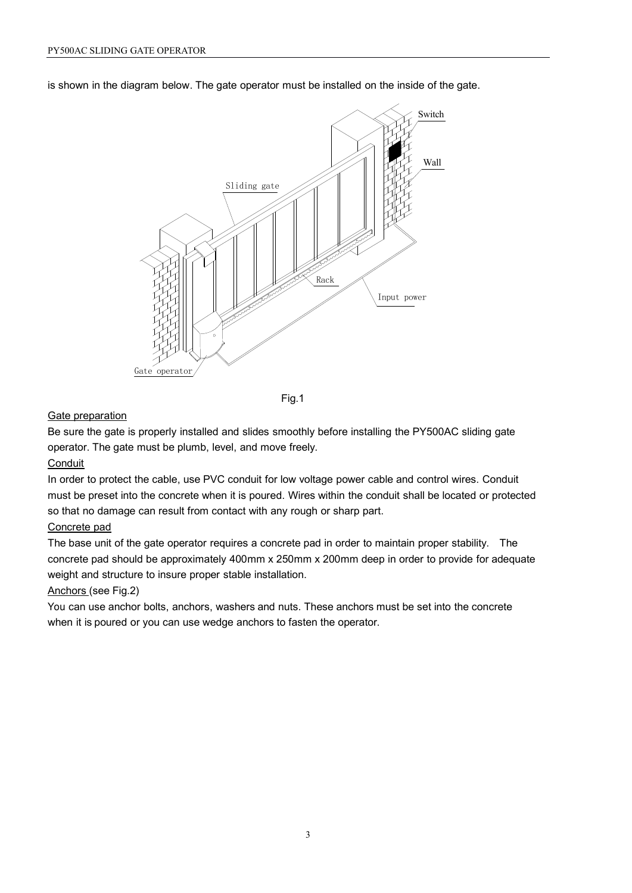is shown in the diagram below. The gate operator must be installed on the inside of the gate.

Fig.1

Gate preparation

Be sure the gate is properly installed and slides smoothly before installing the PY500AC sliding gate operator. The gate must be plumb, level, and move freely.

Conduit

In order to protect the cable, use PVC conduit for low voltage power cable and control wires. Conduit must be preset into the concrete when it is poured. Wires within the conduit shall be located or protected so that no damage can result from contact with any rough or sharp part.

Concrete pad

The base unit of the gate operator requires a concrete pad in order to maintain proper stability. The concrete pad should be approximately 400mm x 250mm x 200mm deep in order to provide for adequate weight and structure to insure proper stable installation.

Anchors (see Fig.2)

You can use anchor bolts, anchors, washers and nuts. These anchors must be set into the concrete when it is poured or you can use wedge anchors to fasten the operator.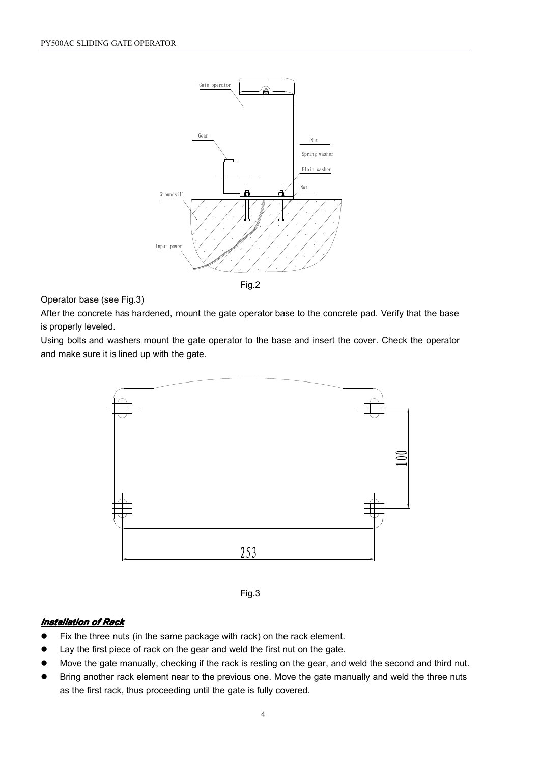Fig.2

Operator base (see Fig.3)

After the concrete has hardened, mount the gate operator base to the concrete pad. Verify that the base is properly leveled.

Using bolts and washers mount the gate operator to the base and insert the cover. Check the operator and make sure it is lined up with the gate.

Fig.3

### *Installation of Rack*

- Fix the three nuts (in the same package with rack) on the rack element.
- Lay the first piece of rack on the gear and weld the first nut on the gate.
- Move the gate manually, checking if the rack is resting on the gear, and weld the second and third nut.
- Bring another rack element near to the previous one. Move the gate manually and weld the three nuts as the first rack, thus proceeding until the gate is fully covered.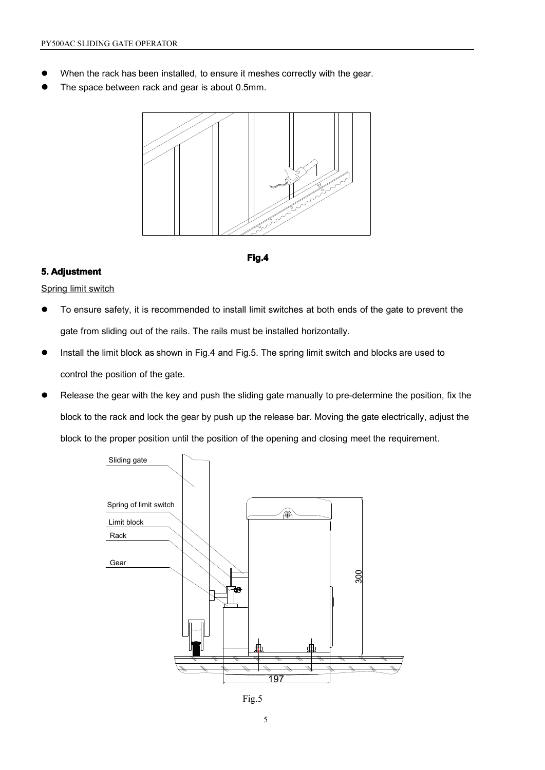- When the rack has been installed, to ensure it meshes correctly with the gear.
- The space between rack and gear is about 0.5mm.

**Fig.4**

## 5. Adjustment

Spring limit switch

- To ensure safety, it is recommended to install limit switches at both ends of the gate to prevent the gate from sliding out of the rails. The rails must be installed horizontally.
- Install the limit block as shown in Fig.4 and Fig.5. The spring limit switch and blocks are used to control the position of the gate.
- Release the gear with the key and push the sliding gate manually to pre-determine the position, fix the block to the rack and lock the gear by push up the release bar. Moving the gate electrically, adjust the block to the proper position until the position of the opening and closing meet the requirement.

Sliding gate

Spring of limit switch

Limit block

Rack

Gear

300

197

Fig.5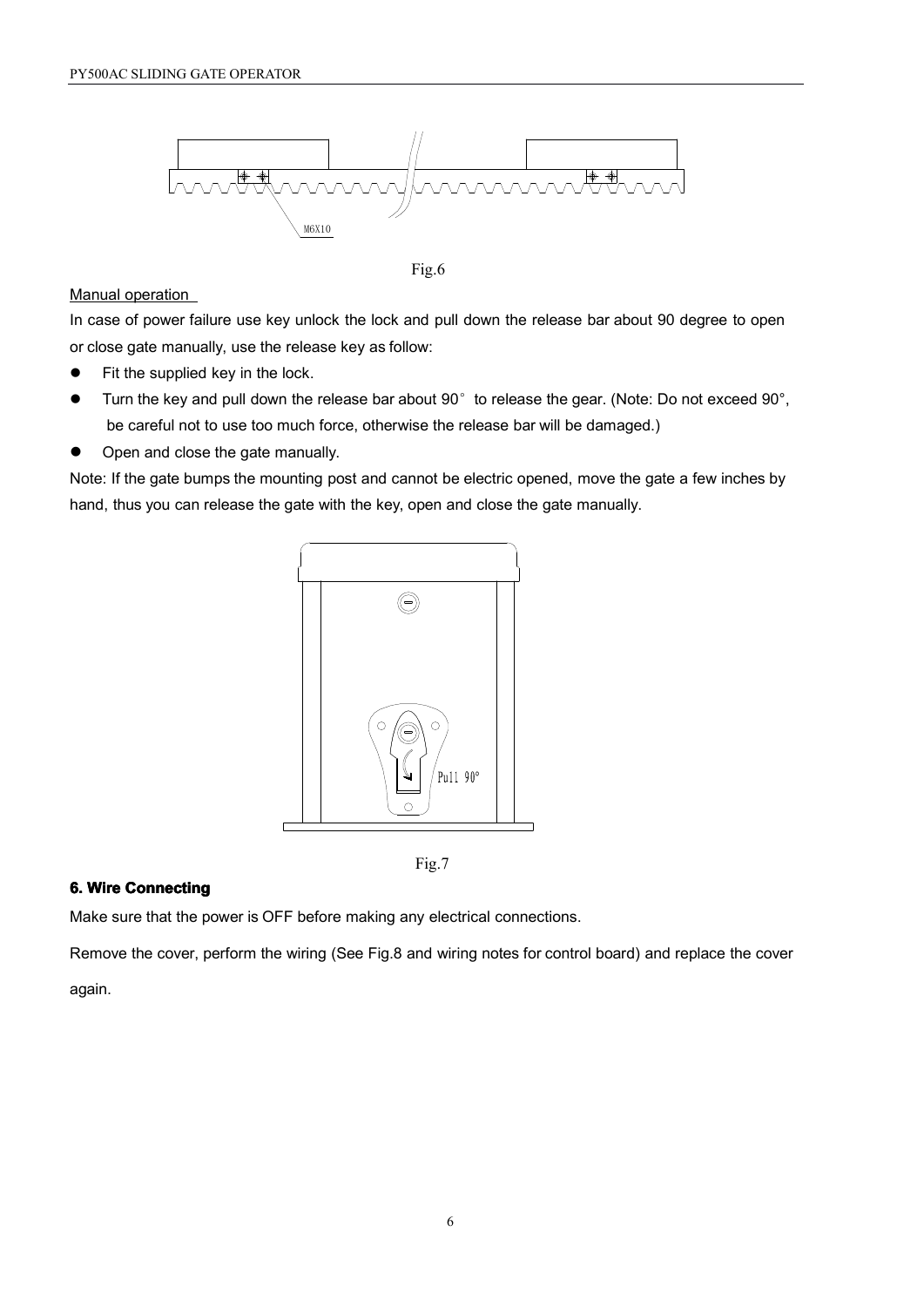M6X10

Fig.6

Manual operation

In case of power failure use key unlock the lock and pull down the release bar about 90 degree to open or close gate manually, use the release key as follow:

- Fit the supplied key in the lock.
- Turn the key and pull down the release bar about 90° to release the gear. (Note: Do not exceed 90°, be careful not to use too much force, otherwise the release bar will be damaged.)
- Open and close the gate manually.

Note: If the gate bumps the mounting post and cannot be electric opened, move the gate a few inches by hand, thus you can release the gate with the key, open and close the gate manually.

Pull 90°

Fig.7

## 6. Wire Connecting

Make sure that the power is OFF before making any electrical connections.

Remove the cover, perform the wiring (See Fig.8 and wiring notes for control board) and replace the cover again.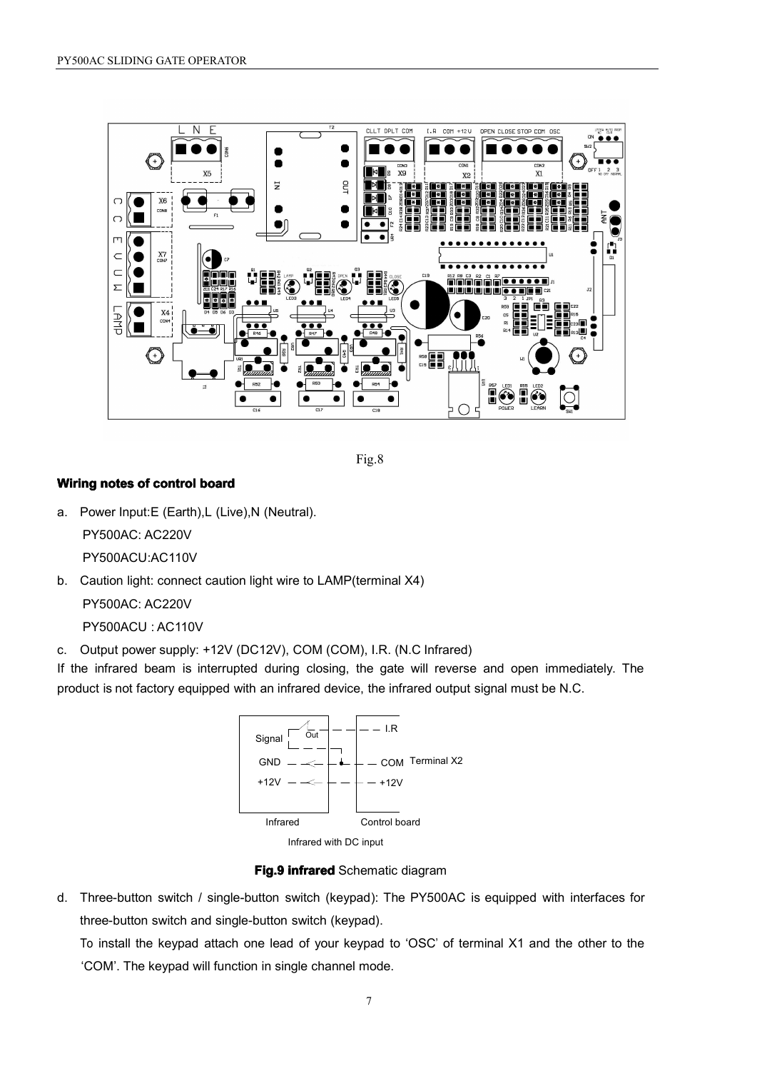Fig.8

**Wiring notes of control board**

a. Power Input:E (Earth),L (Live),N (Neutral).

   PY500AC: AC220V

   PY500ACU:AC110V

b. Caution light: connect caution light wire to LAMP(terminal X4)

   PY500AC: AC220V

   PY500ACU : AC110V

c. Output power supply: +12V (DC12V), COM (COM), I.R. (N.C Infrared)

If the infrared beam is interrupted during closing, the gate will reverse and open immediately. The product is not factory equipped with an infrared device, the infrared output signal must be N.C.

Infrared with DC input

**Fig.9 infrared** Schematic diagram

d. Three-button switch / single-button switch (keypad): The PY500AC is equipped with interfaces for three-button switch and single-button switch (keypad).

   To install the keypad attach one lead of your keypad to 'OSC' of terminal X1 and the other to the 'COM'. The keypad will function in single channel mode.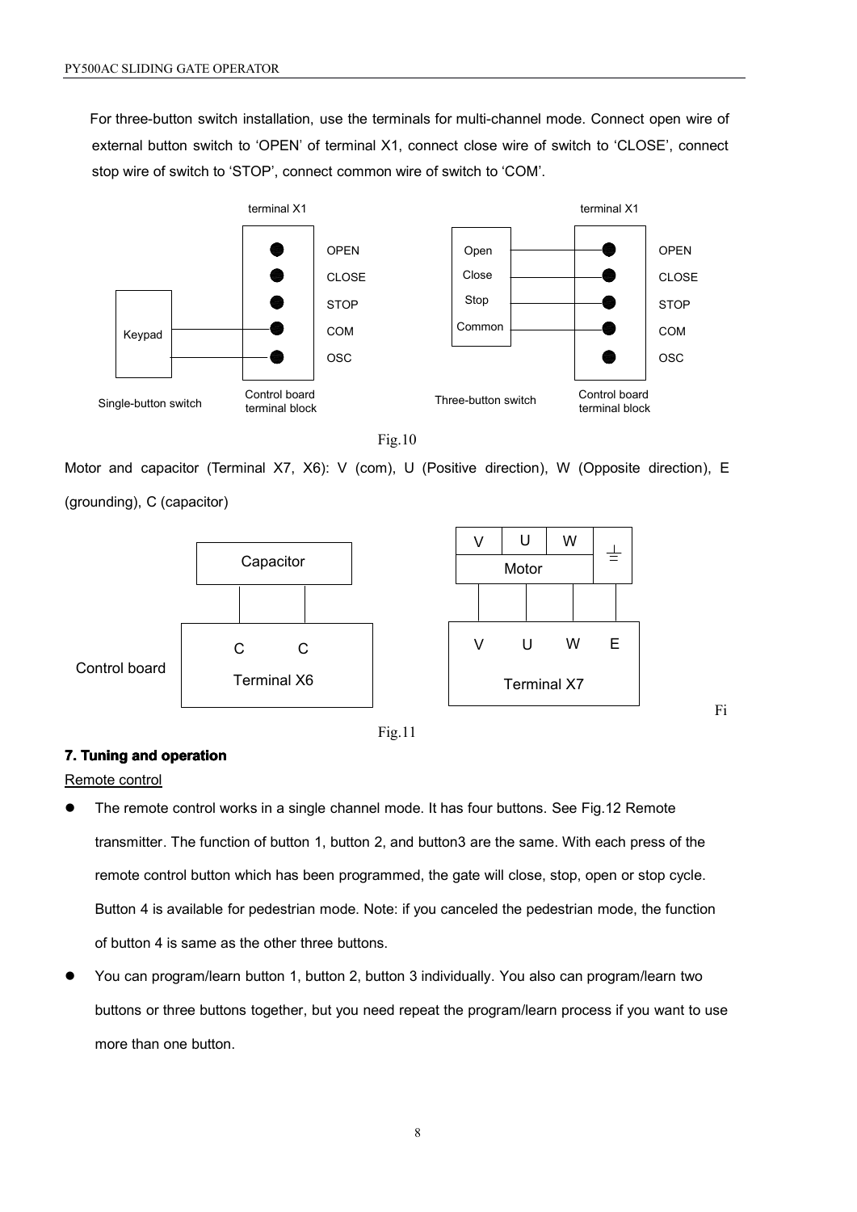For three-button switch installation, use the terminals for multi-channel mode. Connect open wire of external button switch to 'OPEN' of terminal X1, connect close wire of switch to 'CLOSE', connect stop wire of switch to 'STOP', connect common wire of switch to 'COM'.

terminal X1

OPEN
CLOSE
STOP
COM
OSC

Keypad

Single-button switch

Control board terminal block

terminal X1

Open
Close
Stop
Common

OPEN
CLOSE
STOP
COM
OSC

Three-button switch

Control board terminal block

Fig.10

Motor and capacitor (Terminal X7, X6): V (com), U (Positive direction), W (Opposite direction), E (grounding), C (capacitor)

Capacitor

C C

Terminal X6

Control board

V U W

Motor

V U W E

Terminal X7

Fi

Fig.11

**7. Tuning and operation**

Remote control

- The remote control works in a single channel mode. It has four buttons. See Fig.12 Remote transmitter. The function of button 1, button 2, and button3 are the same. With each press of the remote control button which has been programmed, the gate will close, stop, open or stop cycle. Button 4 is available for pedestrian mode. Note: if you canceled the pedestrian mode, the function of button 4 is same as the other three buttons.
- You can program/learn button 1, button 2, button 3 individually. You also can program/learn two buttons or three buttons together, but you need repeat the program/learn process if you want to use more than one button.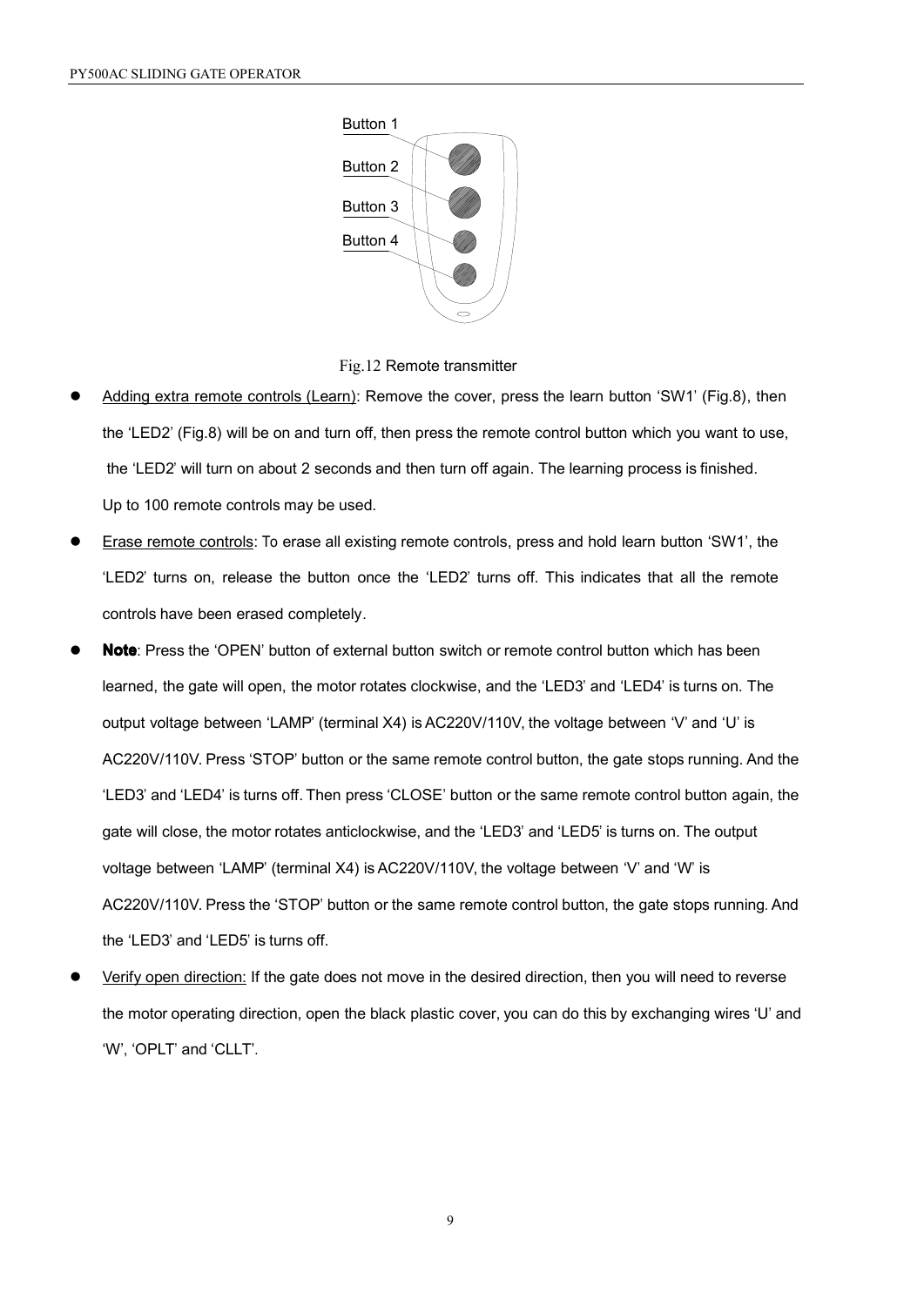Button 1

Button 2

Button 3

Button 4

Fig.12 Remote transmitter

- Adding extra remote controls (Learn): Remove the cover, press the learn button 'SW1' (Fig.8), then the 'LED2' (Fig.8) will be on and turn off, then press the remote control button which you want to use, the 'LED2' will turn on about 2 seconds and then turn off again. The learning process is finished. Up to 100 remote controls may be used.
- Erase remote controls: To erase all existing remote controls, press and hold learn button 'SW1', the 'LED2' turns on, release the button once the 'LED2' turns off. This indicates that all the remote controls have been erased completely.
- **Note**: Press the 'OPEN' button of external button switch or remote control button which has been learned, the gate will open, the motor rotates clockwise, and the 'LED3' and 'LED4' is turns on. The output voltage between 'LAMP' (terminal X4) is AC220V/110V, the voltage between 'V' and 'U' is AC220V/110V. Press 'STOP' button or the same remote control button, the gate stops running. And the 'LED3' and 'LED4' is turns off. Then press 'CLOSE' button or the same remote control button again, the gate will close, the motor rotates anticlockwise, and the 'LED3' and 'LED5' is turns on. The output voltage between 'LAMP' (terminal X4) is AC220V/110V, the voltage between 'V' and 'W' is AC220V/110V. Press the 'STOP' button or the same remote control button, the gate stops running. And the 'LED3' and 'LED5' is turns off.
- Verify open direction: If the gate does not move in the desired direction, then you will need to reverse the motor operating direction, open the black plastic cover, you can do this by exchanging wires 'U' and 'W', 'OPLT' and 'CLLT'.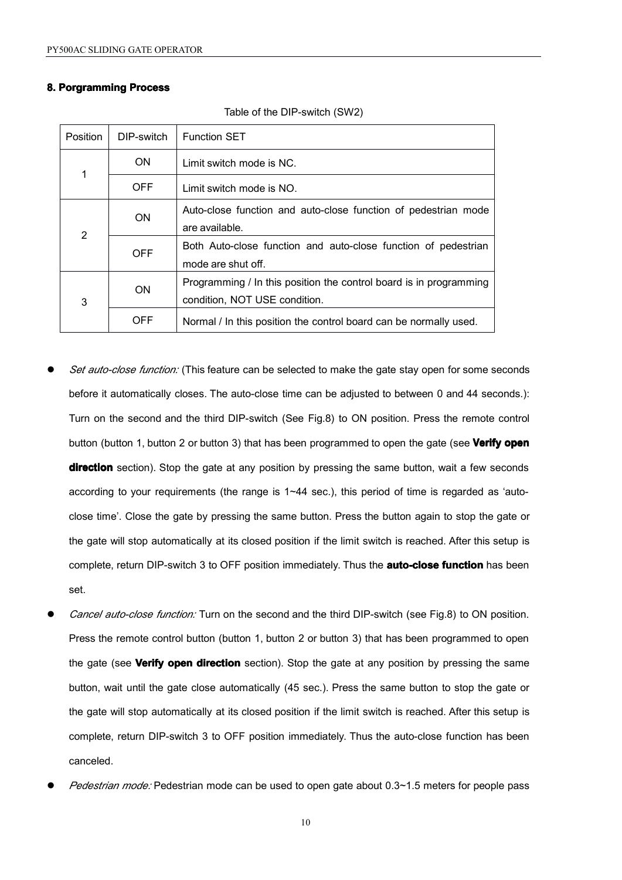## 8. Porgramming Process

Table of the DIP-switch (SW2)

| Position | DIP-switch | Function SET |
|---|---|---|
| 1 | ON | Limit switch mode is NC. |
| | OFF | Limit switch mode is NO. |
| 2 | ON | Auto-close function and auto-close function of pedestrian mode are available. |
| | OFF | Both Auto-close function and auto-close function of pedestrian mode are shut off. |
| 3 | ON | Programming / In this position the control board is in programming condition, NOT USE condition. |
| | OFF | Normal / In this position the control board can be normally used. |

- *Set auto-close function:* (This feature can be selected to make the gate stay open for some seconds before it automatically closes. The auto-close time can be adjusted to between 0 and 44 seconds.): Turn on the second and the third DIP-switch (See Fig.8) to ON position. Press the remote control button (button 1, button 2 or button 3) that has been programmed to open the gate (see **Verify open direction** section). Stop the gate at any position by pressing the same button, wait a few seconds according to your requirements (the range is 1~44 sec.), this period of time is regarded as 'auto-close time'. Close the gate by pressing the same button. Press the button again to stop the gate or the gate will stop automatically at its closed position if the limit switch is reached. After this setup is complete, return DIP-switch 3 to OFF position immediately. Thus the **auto-close function** has been set.
- *Cancel auto-close function:* Turn on the second and the third DIP-switch (see Fig.8) to ON position. Press the remote control button (button 1, button 2 or button 3) that has been programmed to open the gate (see **Verify open direction** section). Stop the gate at any position by pressing the same button, wait until the gate close automatically (45 sec.). Press the same button to stop the gate or the gate will stop automatically at its closed position if the limit switch is reached. After this setup is complete, return DIP-switch 3 to OFF position immediately. Thus the auto-close function has been canceled.
- *Pedestrian mode:* Pedestrian mode can be used to open gate about 0.3~1.5 meters for people pass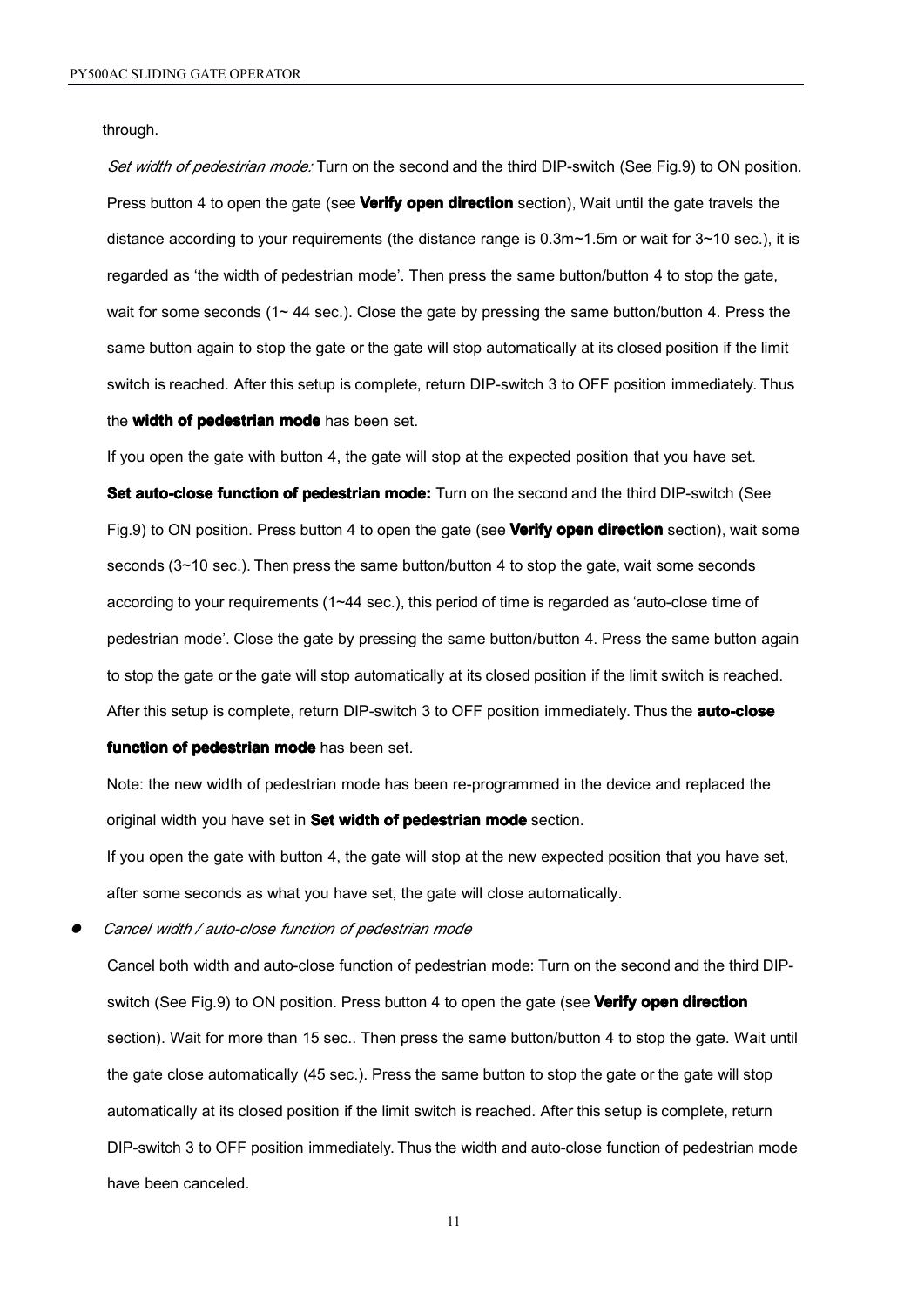through.

*Set width of pedestrian mode:* Turn on the second and the third DIP-switch (See Fig.9) to ON position. Press button 4 to open the gate (see **Verify open direction** section), Wait until the gate travels the distance according to your requirements (the distance range is 0.3m~1.5m or wait for 3~10 sec.), it is regarded as 'the width of pedestrian mode'. Then press the same button/button 4 to stop the gate, wait for some seconds (1~ 44 sec.). Close the gate by pressing the same button/button 4. Press the same button again to stop the gate or the gate will stop automatically at its closed position if the limit switch is reached. After this setup is complete, return DIP-switch 3 to OFF position immediately. Thus the **width of pedestrian mode** has been set.

If you open the gate with button 4, the gate will stop at the expected position that you have set.

**Set auto-close function of pedestrian mode:** Turn on the second and the third DIP-switch (See Fig.9) to ON position. Press button 4 to open the gate (see **Verify open direction** section), wait some seconds (3~10 sec.). Then press the same button/button 4 to stop the gate, wait some seconds according to your requirements (1~44 sec.), this period of time is regarded as 'auto-close time of pedestrian mode'. Close the gate by pressing the same button/button 4. Press the same button again to stop the gate or the gate will stop automatically at its closed position if the limit switch is reached. After this setup is complete, return DIP-switch 3 to OFF position immediately. Thus the **auto-close function of pedestrian mode** has been set.

Note: the new width of pedestrian mode has been re-programmed in the device and replaced the original width you have set in **Set width of pedestrian mode** section.

If you open the gate with button 4, the gate will stop at the new expected position that you have set, after some seconds as what you have set, the gate will close automatically.

- *Cancel width / auto-close function of pedestrian mode*

  Cancel both width and auto-close function of pedestrian mode: Turn on the second and the third DIP-switch (See Fig.9) to ON position. Press button 4 to open the gate (see **Verify open direction** section). Wait for more than 15 sec.. Then press the same button/button 4 to stop the gate. Wait until the gate close automatically (45 sec.). Press the same button to stop the gate or the gate will stop automatically at its closed position if the limit switch is reached. After this setup is complete, return DIP-switch 3 to OFF position immediately. Thus the width and auto-close function of pedestrian mode have been canceled.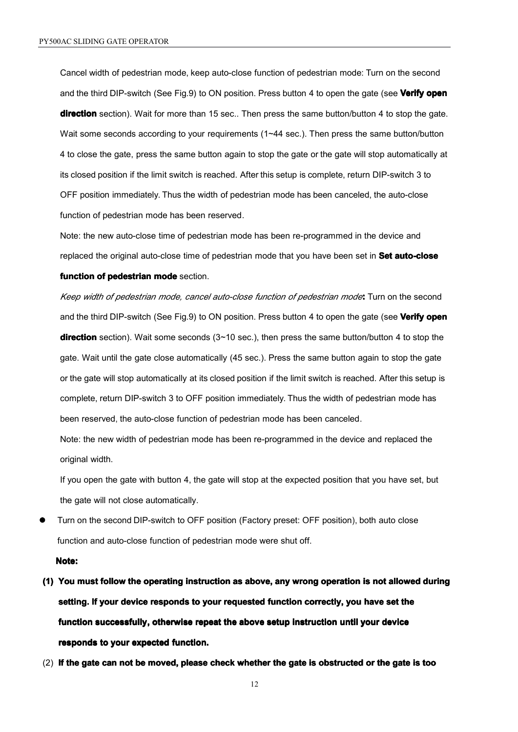Cancel width of pedestrian mode, keep auto-close function of pedestrian mode: Turn on the second and the third DIP-switch (See Fig.9) to ON position. Press button 4 to open the gate (see **Verify open direction** section). Wait for more than 15 sec.. Then press the same button/button 4 to stop the gate. Wait some seconds according to your requirements (1~44 sec.). Then press the same button/button 4 to close the gate, press the same button again to stop the gate or the gate will stop automatically at its closed position if the limit switch is reached. After this setup is complete, return DIP-switch 3 to OFF position immediately. Thus the width of pedestrian mode has been canceled, the auto-close function of pedestrian mode has been reserved.

Note: the new auto-close time of pedestrian mode has been re-programmed in the device and replaced the original auto-close time of pedestrian mode that you have been set in **Set auto-close function of pedestrian mode** section.

*Keep width of pedestrian mode, cancel auto-close function of pedestrian mode***:** Turn on the second and the third DIP-switch (See Fig.9) to ON position. Press button 4 to open the gate (see **Verify open direction** section). Wait some seconds (3~10 sec.), then press the same button/button 4 to stop the gate. Wait until the gate close automatically (45 sec.). Press the same button again to stop the gate or the gate will stop automatically at its closed position if the limit switch is reached. After this setup is complete, return DIP-switch 3 to OFF position immediately. Thus the width of pedestrian mode has been reserved, the auto-close function of pedestrian mode has been canceled.

Note: the new width of pedestrian mode has been re-programmed in the device and replaced the original width.

If you open the gate with button 4, the gate will stop at the expected position that you have set, but the gate will not close automatically.

- Turn on the second DIP-switch to OFF position (Factory preset: OFF position), both auto close function and auto-close function of pedestrian mode were shut off.

**Note:**

**(1) You must follow the operating instruction as above, any wrong operation is not allowed during setting. If your device responds to your requested function correctly, you have set the function successfully, otherwise repeat the above setup instruction until your device responds to your expected function.**

(2) **If the gate can not be moved, please check whether the gate is obstructed or the gate is too**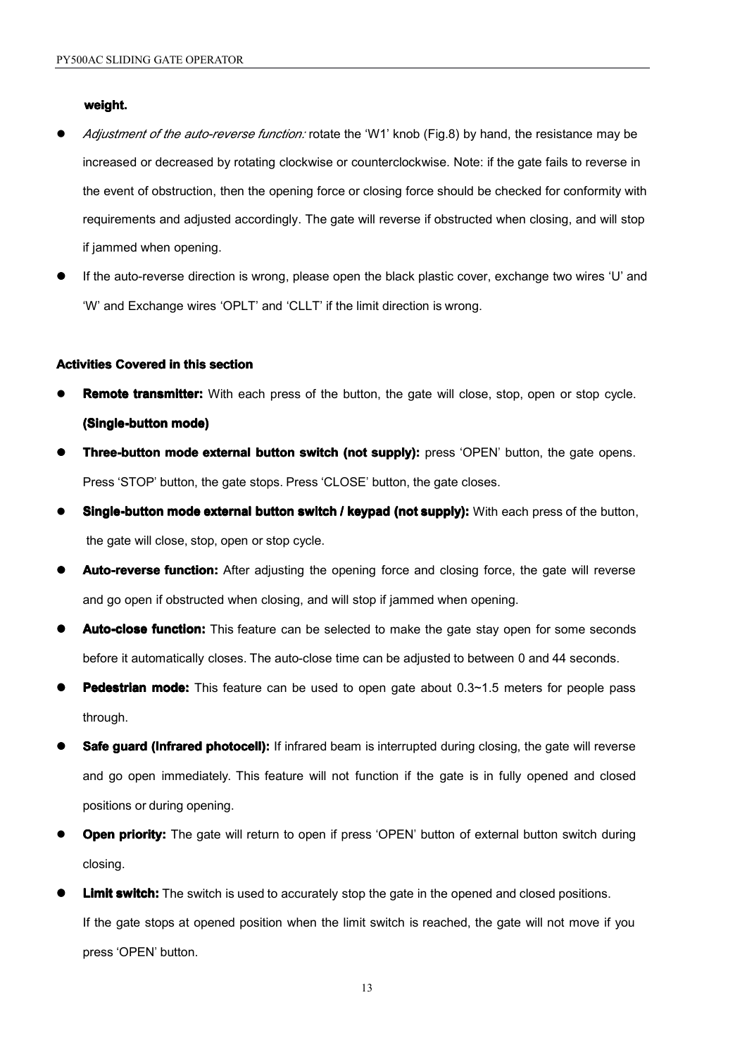**weight.**

- *Adjustment of the auto-reverse function:* rotate the 'W1' knob (Fig.8) by hand, the resistance may be increased or decreased by rotating clockwise or counterclockwise. Note: if the gate fails to reverse in the event of obstruction, then the opening force or closing force should be checked for conformity with requirements and adjusted accordingly. The gate will reverse if obstructed when closing, and will stop if jammed when opening.
- If the auto-reverse direction is wrong, please open the black plastic cover, exchange two wires 'U' and 'W' and Exchange wires 'OPLT' and 'CLLT' if the limit direction is wrong.

**Activities Covered in this section**

- **Remote transmitter:** With each press of the button, the gate will close, stop, open or stop cycle. **(Single-button mode)**
- **Three-button mode external button switch (not supply):** press 'OPEN' button, the gate opens. Press 'STOP' button, the gate stops. Press 'CLOSE' button, the gate closes.
- **Single-button mode external button switch / keypad (not supply):** With each press of the button, the gate will close, stop, open or stop cycle.
- **Auto-reverse function:** After adjusting the opening force and closing force, the gate will reverse and go open if obstructed when closing, and will stop if jammed when opening.
- **Auto-close function:** This feature can be selected to make the gate stay open for some seconds before it automatically closes. The auto-close time can be adjusted to between 0 and 44 seconds.
- **Pedestrian mode:** This feature can be used to open gate about 0.3~1.5 meters for people pass through.
- **Safe guard (Infrared photocell):** If infrared beam is interrupted during closing, the gate will reverse and go open immediately. This feature will not function if the gate is in fully opened and closed positions or during opening.
- **Open priority:** The gate will return to open if press 'OPEN' button of external button switch during closing.
- **Limit switch:** The switch is used to accurately stop the gate in the opened and closed positions. If the gate stops at opened position when the limit switch is reached, the gate will not move if you press 'OPEN' button.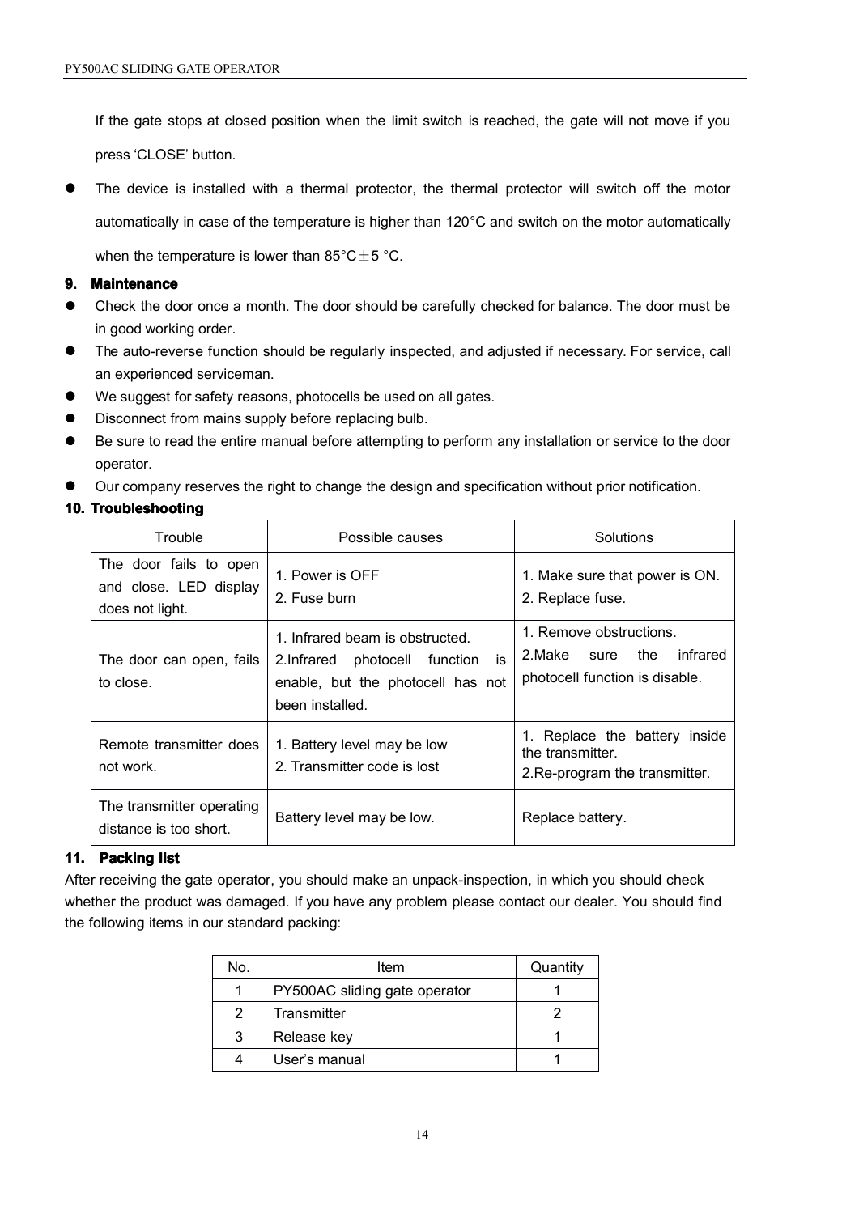If the gate stops at closed position when the limit switch is reached, the gate will not move if you press 'CLOSE' button.

- The device is installed with a thermal protector, the thermal protector will switch off the motor automatically in case of the temperature is higher than 120°C and switch on the motor automatically when the temperature is lower than 85°C±5 °C.

## 9. Maintenance

- Check the door once a month. The door should be carefully checked for balance. The door must be in good working order.
- The auto-reverse function should be regularly inspected, and adjusted if necessary. For service, call an experienced serviceman.
- We suggest for safety reasons, photocells be used on all gates.
- Disconnect from mains supply before replacing bulb.
- Be sure to read the entire manual before attempting to perform any installation or service to the door operator.
- Our company reserves the right to change the design and specification without prior notification.

## 10. Troubleshooting

| Trouble | Possible causes | Solutions |
|---|---|---|
| The door fails to open and close. LED display does not light. | 1. Power is OFF<br>2. Fuse burn | 1. Make sure that power is ON.<br>2. Replace fuse. |
| The door can open, fails to close. | 1. Infrared beam is obstructed.<br>2.Infrared photocell function is enable, but the photocell has not been installed. | 1. Remove obstructions.<br>2.Make sure the infrared photocell function is disable. |
| Remote transmitter does not work. | 1. Battery level may be low<br>2. Transmitter code is lost | 1. Replace the battery inside the transmitter.<br>2.Re-program the transmitter. |
| The transmitter operating distance is too short. | Battery level may be low. | Replace battery. |

## 11. Packing list

After receiving the gate operator, you should make an unpack-inspection, in which you should check whether the product was damaged. If you have any problem please contact our dealer. You should find the following items in our standard packing:

| No. | Item | Quantity |
|---|---|---|
| 1 | PY500AC sliding gate operator | 1 |
| 2 | Transmitter | 2 |
| 3 | Release key | 1 |
| 4 | User's manual | 1 |